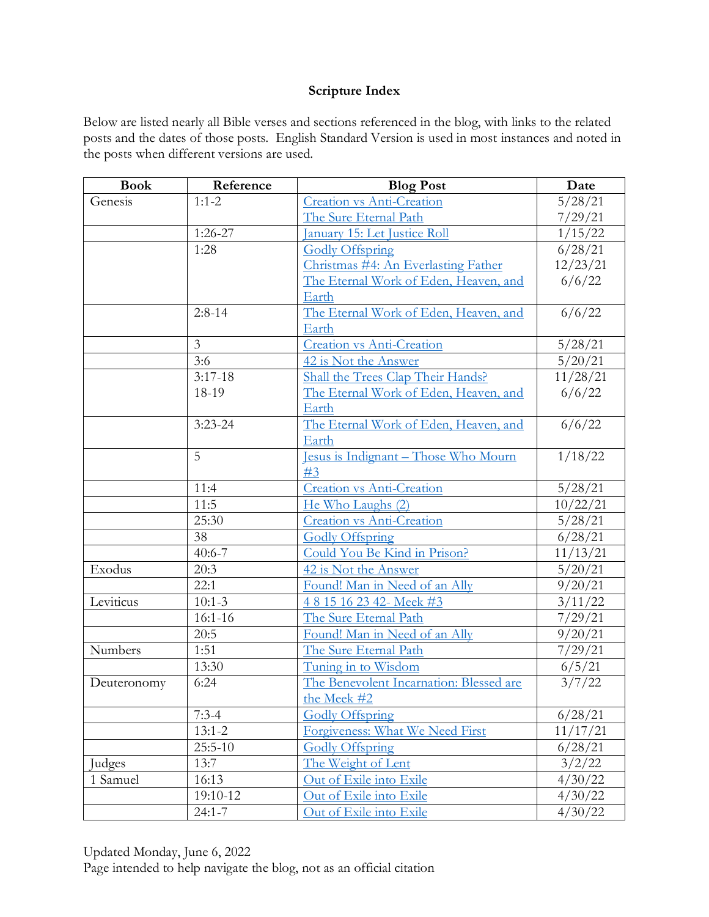**Scripture Index**

Below are listed nearly all Bible verses and sections referenced in the blog, with links to the related posts and the dates of those posts. English Standard Version is used in most instances and noted in the posts when different versions are used.

| Book | Reference | Blog Post | Date |
|---|---|---|---|
| Genesis | 1:1-2 | Creation vs Anti-Creation<br>The Sure Eternal Path | 5/28/21<br>7/29/21 |
| | 1:26-27 | January 15: Let Justice Roll | 1/15/22 |
| | 1:28 | Godly Offspring<br>Christmas #4: An Everlasting Father<br>The Eternal Work of Eden, Heaven, and Earth | 6/28/21<br>12/23/21<br>6/6/22 |
| | 2:8-14 | The Eternal Work of Eden, Heaven, and Earth | 6/6/22 |
| | 3 | Creation vs Anti-Creation | 5/28/21 |
| | 3:6 | 42 is Not the Answer | 5/20/21 |
| | 3:17-18<br>18-19 | Shall the Trees Clap Their Hands?<br>The Eternal Work of Eden, Heaven, and Earth | 11/28/21<br>6/6/22 |
| | 3:23-24 | The Eternal Work of Eden, Heaven, and Earth | 6/6/22 |
| | 5 | Jesus is Indignant – Those Who Mourn #3 | 1/18/22 |
| | 11:4 | Creation vs Anti-Creation | 5/28/21 |
| | 11:5 | He Who Laughs (2) | 10/22/21 |
| | 25:30 | Creation vs Anti-Creation | 5/28/21 |
| | 38 | Godly Offspring | 6/28/21 |
| | 40:6-7 | Could You Be Kind in Prison? | 11/13/21 |
| Exodus | 20:3 | 42 is Not the Answer | 5/20/21 |
| | 22:1 | Found! Man in Need of an Ally | 9/20/21 |
| Leviticus | 10:1-3 | 4 8 15 16 23 42- Meek #3 | 3/11/22 |
| | 16:1-16 | The Sure Eternal Path | 7/29/21 |
| | 20:5 | Found! Man in Need of an Ally | 9/20/21 |
| Numbers | 1:51 | The Sure Eternal Path | 7/29/21 |
| | 13:30 | Tuning in to Wisdom | 6/5/21 |
| Deuteronomy | 6:24 | The Benevolent Incarnation: Blessed are the Meek #2 | 3/7/22 |
| | 7:3-4 | Godly Offspring | 6/28/21 |
| | 13:1-2 | Forgiveness: What We Need First | 11/17/21 |
| | 25:5-10 | Godly Offspring | 6/28/21 |
| Judges | 13:7 | The Weight of Lent | 3/2/22 |
| 1 Samuel | 16:13 | Out of Exile into Exile | 4/30/22 |
| | 19:10-12 | Out of Exile into Exile | 4/30/22 |
| | 24:1-7 | Out of Exile into Exile | 4/30/22 |

Updated Monday, June 6, 2022
Page intended to help navigate the blog, not as an official citation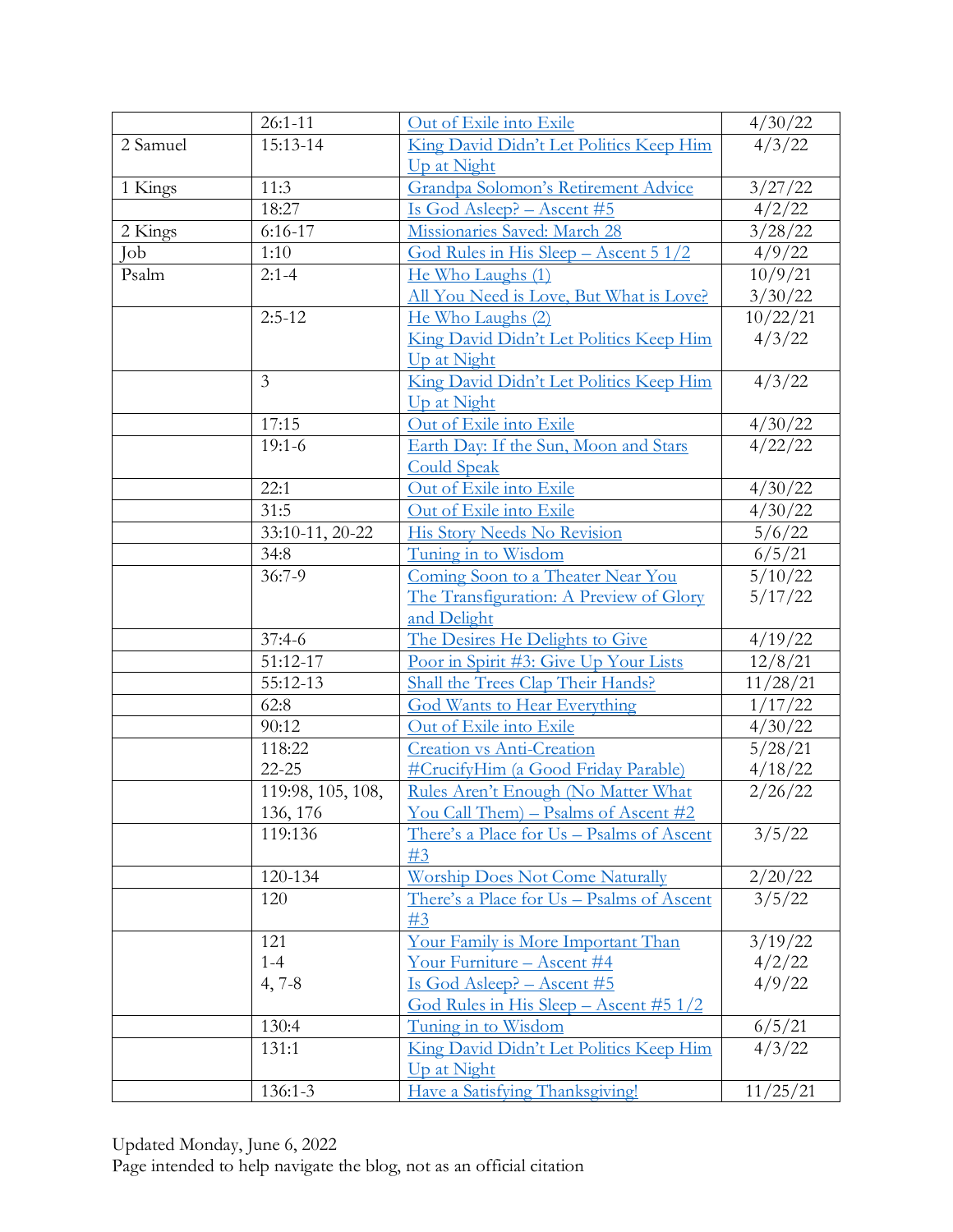|  |  |  |  |
|---|---|---|---|
|  | 26:1-11 | Out of Exile into Exile | 4/30/22 |
| 2 Samuel | 15:13-14 | King David Didn't Let Politics Keep Him Up at Night | 4/3/22 |
| 1 Kings | 11:3 | Grandpa Solomon's Retirement Advice | 3/27/22 |
|  | 18:27 | Is God Asleep? – Ascent #5 | 4/2/22 |
| 2 Kings | 6:16-17 | Missionaries Saved: March 28 | 3/28/22 |
| Job | 1:10 | God Rules in His Sleep – Ascent 5 1/2 | 4/9/22 |
| Psalm | 2:1-4 | He Who Laughs (1)<br>All You Need is Love, But What is Love? | 10/9/21<br>3/30/22 |
|  | 2:5-12 | He Who Laughs (2)<br>King David Didn't Let Politics Keep Him Up at Night | 10/22/21<br>4/3/22 |
|  | 3 | King David Didn't Let Politics Keep Him Up at Night | 4/3/22 |
|  | 17:15 | Out of Exile into Exile | 4/30/22 |
|  | 19:1-6 | Earth Day: If the Sun, Moon and Stars Could Speak | 4/22/22 |
|  | 22:1 | Out of Exile into Exile | 4/30/22 |
|  | 31:5 | Out of Exile into Exile | 4/30/22 |
|  | 33:10-11, 20-22 | His Story Needs No Revision | 5/6/22 |
|  | 34:8 | Tuning in to Wisdom | 6/5/21 |
|  | 36:7-9 | Coming Soon to a Theater Near You<br>The Transfiguration: A Preview of Glory and Delight | 5/10/22<br>5/17/22 |
|  | 37:4-6 | The Desires He Delights to Give | 4/19/22 |
|  | 51:12-17 | Poor in Spirit #3: Give Up Your Lists | 12/8/21 |
|  | 55:12-13 | Shall the Trees Clap Their Hands? | 11/28/21 |
|  | 62:8 | God Wants to Hear Everything | 1/17/22 |
|  | 90:12 | Out of Exile into Exile | 4/30/22 |
|  | 118:22<br>22-25 | Creation vs Anti-Creation<br>#CrucifyHim (a Good Friday Parable) | 5/28/21<br>4/18/22 |
|  | 119:98, 105, 108, 136, 176 | Rules Aren't Enough (No Matter What You Call Them) – Psalms of Ascent #2 | 2/26/22 |
|  | 119:136 | There's a Place for Us – Psalms of Ascent #3 | 3/5/22 |
|  | 120-134 | Worship Does Not Come Naturally | 2/20/22 |
|  | 120 | There's a Place for Us – Psalms of Ascent #3 | 3/5/22 |
|  | 121<br>1-4<br>4, 7-8 | Your Family is More Important Than Your Furniture – Ascent #4<br>Is God Asleep? – Ascent #5<br>God Rules in His Sleep – Ascent #5 1/2 | 3/19/22<br>4/2/22<br>4/9/22 |
|  | 130:4 | Tuning in to Wisdom | 6/5/21 |
|  | 131:1 | King David Didn't Let Politics Keep Him Up at Night | 4/3/22 |
|  | 136:1-3 | Have a Satisfying Thanksgiving! | 11/25/21 |

Updated Monday, June 6, 2022
Page intended to help navigate the blog, not as an official citation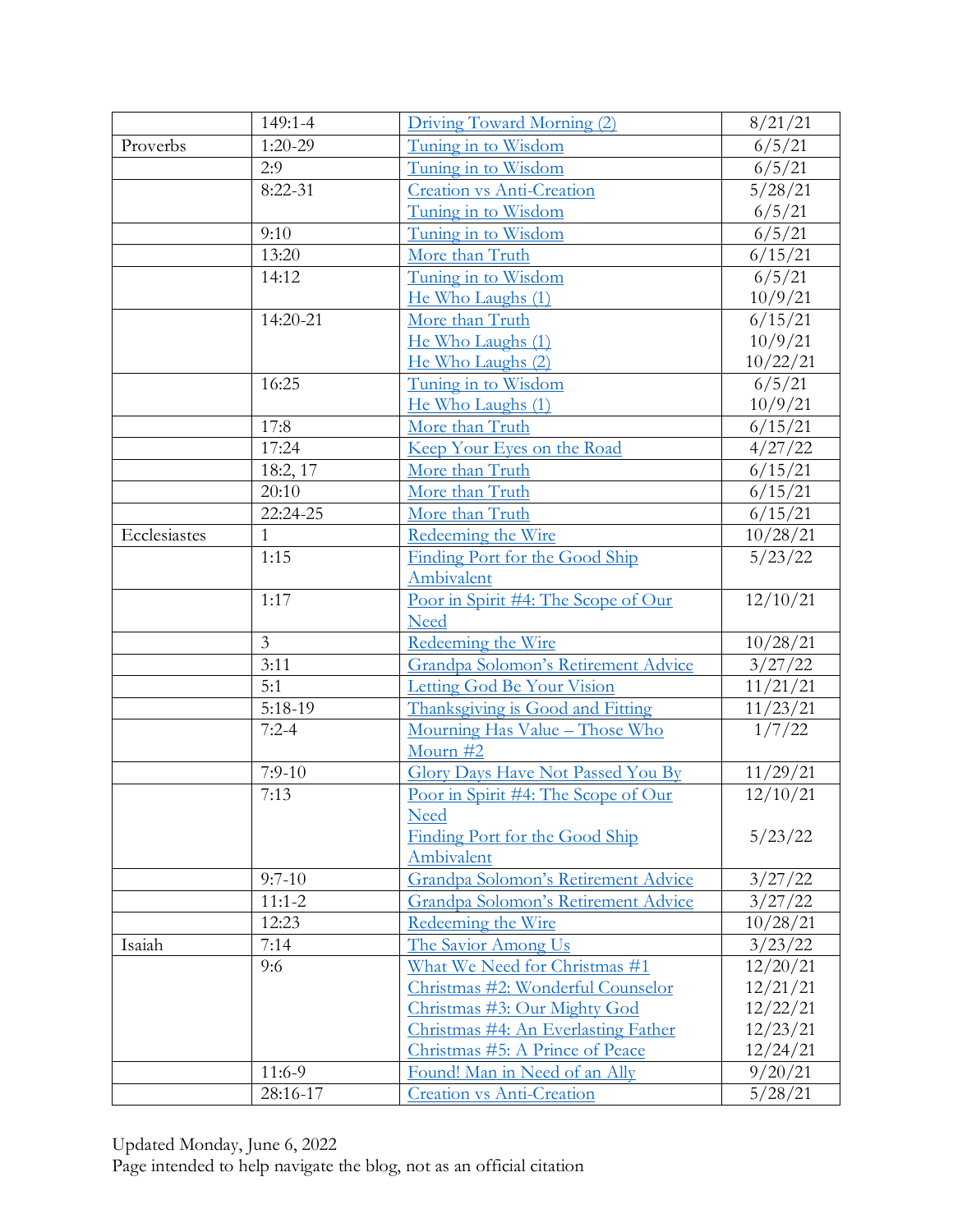| | | | |
|---|---|---|---|
| | 149:1-4 | Driving Toward Morning (2) | 8/21/21 |
| Proverbs | 1:20-29 | Tuning in to Wisdom | 6/5/21 |
| | 2:9 | Tuning in to Wisdom | 6/5/21 |
| | 8:22-31 | Creation vs Anti-Creation<br>Tuning in to Wisdom | 5/28/21<br>6/5/21 |
| | 9:10 | Tuning in to Wisdom | 6/5/21 |
| | 13:20 | More than Truth | 6/15/21 |
| | 14:12 | Tuning in to Wisdom<br>He Who Laughs (1) | 6/5/21<br>10/9/21 |
| | 14:20-21 | More than Truth<br>He Who Laughs (1)<br>He Who Laughs (2) | 6/15/21<br>10/9/21<br>10/22/21 |
| | 16:25 | Tuning in to Wisdom<br>He Who Laughs (1) | 6/5/21<br>10/9/21 |
| | 17:8 | More than Truth | 6/15/21 |
| | 17:24 | Keep Your Eyes on the Road | 4/27/22 |
| | 18:2, 17 | More than Truth | 6/15/21 |
| | 20:10 | More than Truth | 6/15/21 |
| | 22:24-25 | More than Truth | 6/15/21 |
| Ecclesiastes | 1 | Redeeming the Wire | 10/28/21 |
| | 1:15 | Finding Port for the Good Ship Ambivalent | 5/23/22 |
| | 1:17 | Poor in Spirit #4: The Scope of Our Need | 12/10/21 |
| | 3 | Redeeming the Wire | 10/28/21 |
| | 3:11 | Grandpa Solomon's Retirement Advice | 3/27/22 |
| | 5:1 | Letting God Be Your Vision | 11/21/21 |
| | 5:18-19 | Thanksgiving is Good and Fitting | 11/23/21 |
| | 7:2-4 | Mourning Has Value – Those Who Mourn #2 | 1/7/22 |
| | 7:9-10 | Glory Days Have Not Passed You By | 11/29/21 |
| | 7:13 | Poor in Spirit #4: The Scope of Our Need<br>Finding Port for the Good Ship Ambivalent | 12/10/21<br>5/23/22 |
| | 9:7-10 | Grandpa Solomon's Retirement Advice | 3/27/22 |
| | 11:1-2 | Grandpa Solomon's Retirement Advice | 3/27/22 |
| | 12:23 | Redeeming the Wire | 10/28/21 |
| Isaiah | 7:14 | The Savior Among Us | 3/23/22 |
| | 9:6 | What We Need for Christmas #1<br>Christmas #2: Wonderful Counselor<br>Christmas #3: Our Mighty God<br>Christmas #4: An Everlasting Father<br>Christmas #5: A Prince of Peace | 12/20/21<br>12/21/21<br>12/22/21<br>12/23/21<br>12/24/21 |
| | 11:6-9 | Found! Man in Need of an Ally | 9/20/21 |
| | 28:16-17 | Creation vs Anti-Creation | 5/28/21 |

Updated Monday, June 6, 2022
Page intended to help navigate the blog, not as an official citation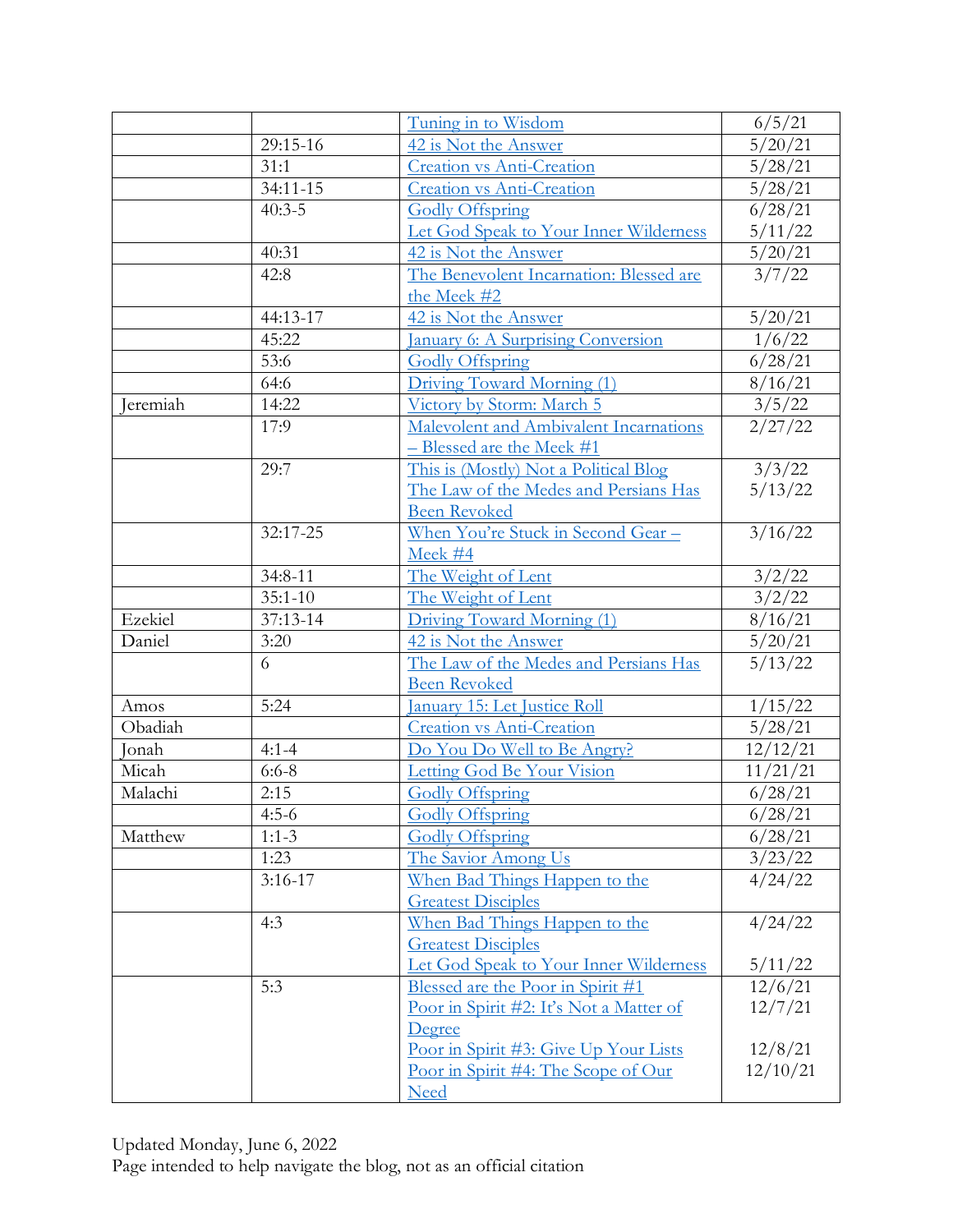| | | | |
|---|---|---|---|
| | | Tuning in to Wisdom | 6/5/21 |
| | 29:15-16 | 42 is Not the Answer | 5/20/21 |
| | 31:1 | Creation vs Anti-Creation | 5/28/21 |
| | 34:11-15 | Creation vs Anti-Creation | 5/28/21 |
| | 40:3-5 | Godly Offspring<br>Let God Speak to Your Inner Wilderness | 6/28/21<br>5/11/22 |
| | 40:31 | 42 is Not the Answer | 5/20/21 |
| | 42:8 | The Benevolent Incarnation: Blessed are the Meek #2 | 3/7/22 |
| | 44:13-17 | 42 is Not the Answer | 5/20/21 |
| | 45:22 | January 6: A Surprising Conversion | 1/6/22 |
| | 53:6 | Godly Offspring | 6/28/21 |
| | 64:6 | Driving Toward Morning (1) | 8/16/21 |
| Jeremiah | 14:22 | Victory by Storm: March 5 | 3/5/22 |
| | 17:9 | Malevolent and Ambivalent Incarnations – Blessed are the Meek #1 | 2/27/22 |
| | 29:7 | This is (Mostly) Not a Political Blog<br>The Law of the Medes and Persians Has Been Revoked | 3/3/22<br>5/13/22 |
| | 32:17-25 | When You're Stuck in Second Gear – Meek #4 | 3/16/22 |
| | 34:8-11 | The Weight of Lent | 3/2/22 |
| | 35:1-10 | The Weight of Lent | 3/2/22 |
| Ezekiel | 37:13-14 | Driving Toward Morning (1) | 8/16/21 |
| Daniel | 3:20 | 42 is Not the Answer | 5/20/21 |
| | 6 | The Law of the Medes and Persians Has Been Revoked | 5/13/22 |
| Amos | 5:24 | January 15: Let Justice Roll | 1/15/22 |
| Obadiah | | Creation vs Anti-Creation | 5/28/21 |
| Jonah | 4:1-4 | Do You Do Well to Be Angry? | 12/12/21 |
| Micah | 6:6-8 | Letting God Be Your Vision | 11/21/21 |
| Malachi | 2:15 | Godly Offspring | 6/28/21 |
| | 4:5-6 | Godly Offspring | 6/28/21 |
| Matthew | 1:1-3 | Godly Offspring | 6/28/21 |
| | 1:23 | The Savior Among Us | 3/23/22 |
| | 3:16-17 | When Bad Things Happen to the Greatest Disciples | 4/24/22 |
| | 4:3 | When Bad Things Happen to the Greatest Disciples<br>Let God Speak to Your Inner Wilderness | 4/24/22<br>5/11/22 |
| | 5:3 | Blessed are the Poor in Spirit #1<br>Poor in Spirit #2: It's Not a Matter of Degree<br>Poor in Spirit #3: Give Up Your Lists<br>Poor in Spirit #4: The Scope of Our Need | 12/6/21<br>12/7/21<br>12/8/21<br>12/10/21 |

Updated Monday, June 6, 2022
Page intended to help navigate the blog, not as an official citation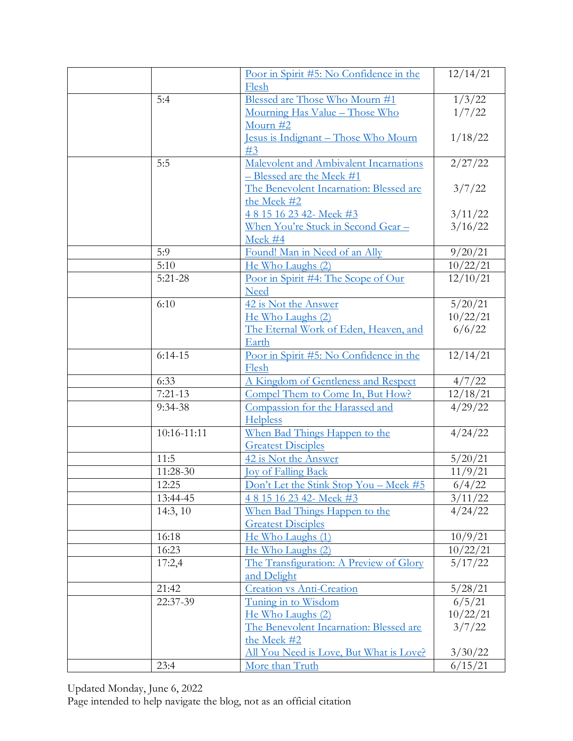| | | | |
|---|---|---|---|
| | | Poor in Spirit #5: No Confidence in the Flesh | 12/14/21 |
| | 5:4 | Blessed are Those Who Mourn #1<br>Mourning Has Value – Those Who Mourn #2<br>Jesus is Indignant – Those Who Mourn #3 | 1/3/22<br>1/7/22<br><br>1/18/22 |
| | 5:5 | Malevolent and Ambivalent Incarnations – Blessed are the Meek #1<br>The Benevolent Incarnation: Blessed are the Meek #2<br>4 8 15 16 23 42- Meek #3<br>When You're Stuck in Second Gear – Meek #4 | 2/27/22<br><br>3/7/22<br><br>3/11/22<br>3/16/22 |
| | 5:9 | Found! Man in Need of an Ally | 9/20/21 |
| | 5:10 | He Who Laughs (2) | 10/22/21 |
| | 5:21-28 | Poor in Spirit #4: The Scope of Our Need | 12/10/21 |
| | 6:10 | 42 is Not the Answer<br>He Who Laughs (2)<br>The Eternal Work of Eden, Heaven, and Earth | 5/20/21<br>10/22/21<br>6/6/22 |
| | 6:14-15 | Poor in Spirit #5: No Confidence in the Flesh | 12/14/21 |
| | 6:33 | A Kingdom of Gentleness and Respect | 4/7/22 |
| | 7:21-13 | Compel Them to Come In, But How? | 12/18/21 |
| | 9:34-38 | Compassion for the Harassed and Helpless | 4/29/22 |
| | 10:16-11:11 | When Bad Things Happen to the Greatest Disciples | 4/24/22 |
| | 11:5 | 42 is Not the Answer | 5/20/21 |
| | 11:28-30 | Joy of Falling Back | 11/9/21 |
| | 12:25 | Don't Let the Stink Stop You – Meek #5 | 6/4/22 |
| | 13:44-45 | 4 8 15 16 23 42- Meek #3 | 3/11/22 |
| | 14:3, 10 | When Bad Things Happen to the Greatest Disciples | 4/24/22 |
| | 16:18 | He Who Laughs (1) | 10/9/21 |
| | 16:23 | He Who Laughs (2) | 10/22/21 |
| | 17:2,4 | The Transfiguration: A Preview of Glory and Delight | 5/17/22 |
| | 21:42 | Creation vs Anti-Creation | 5/28/21 |
| | 22:37-39 | Tuning in to Wisdom<br>He Who Laughs (2)<br>The Benevolent Incarnation: Blessed are the Meek #2<br>All You Need is Love, But What is Love? | 6/5/21<br>10/22/21<br>3/7/22<br><br>3/30/22 |
| | 23:4 | More than Truth | 6/15/21 |

Updated Monday, June 6, 2022
Page intended to help navigate the blog, not as an official citation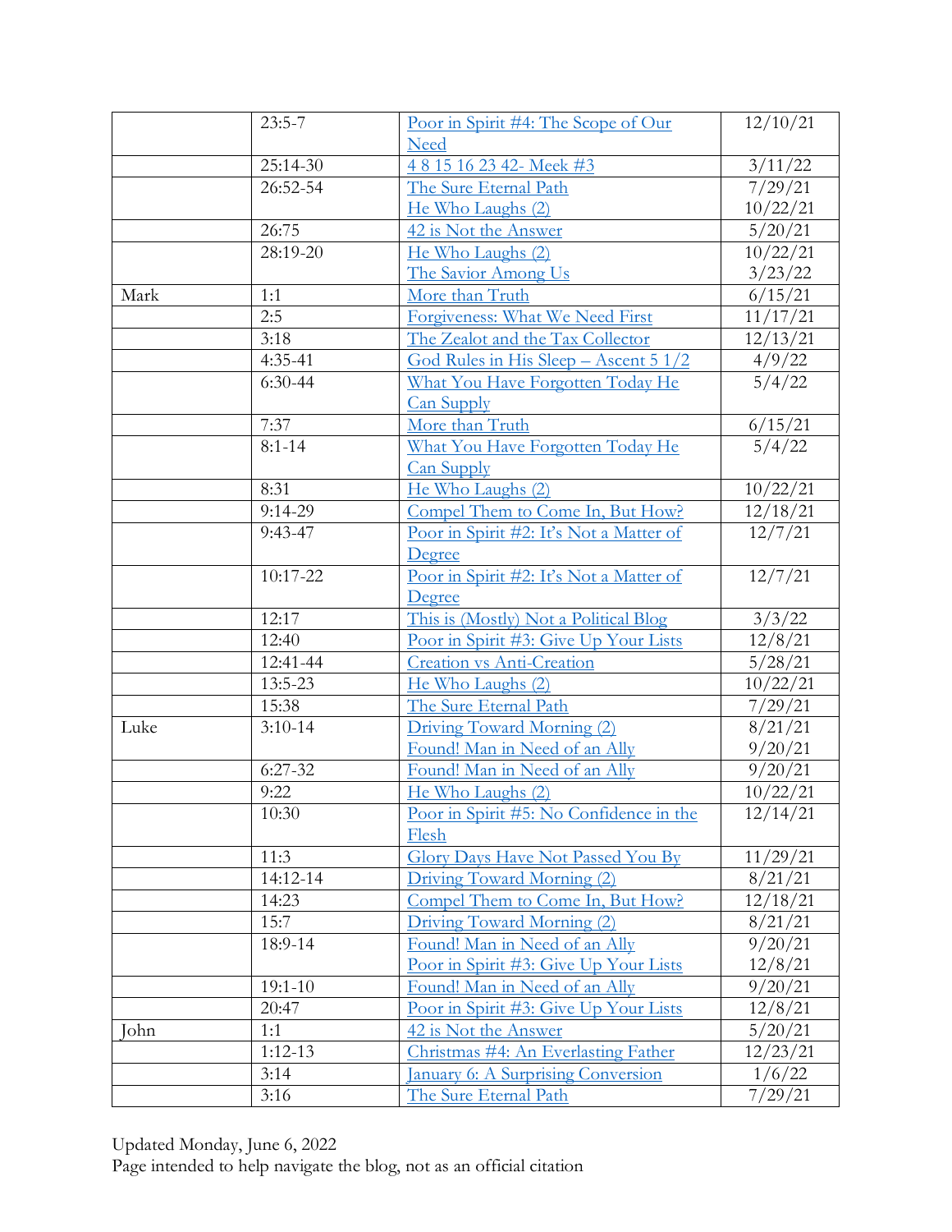| | | | |
|---|---|---|---|
| | 23:5-7 | Poor in Spirit #4: The Scope of Our Need | 12/10/21 |
| | 25:14-30 | 4 8 15 16 23 42- Meek #3 | 3/11/22 |
| | 26:52-54 | The Sure Eternal Path<br>He Who Laughs (2) | 7/29/21<br>10/22/21 |
| | 26:75 | 42 is Not the Answer | 5/20/21 |
| | 28:19-20 | He Who Laughs (2)<br>The Savior Among Us | 10/22/21<br>3/23/22 |
| Mark | 1:1 | More than Truth | 6/15/21 |
| | 2:5 | Forgiveness: What We Need First | 11/17/21 |
| | 3:18 | The Zealot and the Tax Collector | 12/13/21 |
| | 4:35-41 | God Rules in His Sleep – Ascent 5 1/2 | 4/9/22 |
| | 6:30-44 | What You Have Forgotten Today He Can Supply | 5/4/22 |
| | 7:37 | More than Truth | 6/15/21 |
| | 8:1-14 | What You Have Forgotten Today He Can Supply | 5/4/22 |
| | 8:31 | He Who Laughs (2) | 10/22/21 |
| | 9:14-29 | Compel Them to Come In, But How? | 12/18/21 |
| | 9:43-47 | Poor in Spirit #2: It's Not a Matter of Degree | 12/7/21 |
| | 10:17-22 | Poor in Spirit #2: It's Not a Matter of Degree | 12/7/21 |
| | 12:17 | This is (Mostly) Not a Political Blog | 3/3/22 |
| | 12:40 | Poor in Spirit #3: Give Up Your Lists | 12/8/21 |
| | 12:41-44 | Creation vs Anti-Creation | 5/28/21 |
| | 13:5-23 | He Who Laughs (2) | 10/22/21 |
| | 15:38 | The Sure Eternal Path | 7/29/21 |
| Luke | 3:10-14 | Driving Toward Morning (2)<br>Found! Man in Need of an Ally | 8/21/21<br>9/20/21 |
| | 6:27-32 | Found! Man in Need of an Ally | 9/20/21 |
| | 9:22 | He Who Laughs (2) | 10/22/21 |
| | 10:30 | Poor in Spirit #5: No Confidence in the Flesh | 12/14/21 |
| | 11:3 | Glory Days Have Not Passed You By | 11/29/21 |
| | 14:12-14 | Driving Toward Morning (2) | 8/21/21 |
| | 14:23 | Compel Them to Come In, But How? | 12/18/21 |
| | 15:7 | Driving Toward Morning (2) | 8/21/21 |
| | 18:9-14 | Found! Man in Need of an Ally<br>Poor in Spirit #3: Give Up Your Lists | 9/20/21<br>12/8/21 |
| | 19:1-10 | Found! Man in Need of an Ally | 9/20/21 |
| | 20:47 | Poor in Spirit #3: Give Up Your Lists | 12/8/21 |
| John | 1:1 | 42 is Not the Answer | 5/20/21 |
| | 1:12-13 | Christmas #4: An Everlasting Father | 12/23/21 |
| | 3:14 | January 6: A Surprising Conversion | 1/6/22 |
| | 3:16 | The Sure Eternal Path | 7/29/21 |

Updated Monday, June 6, 2022
Page intended to help navigate the blog, not as an official citation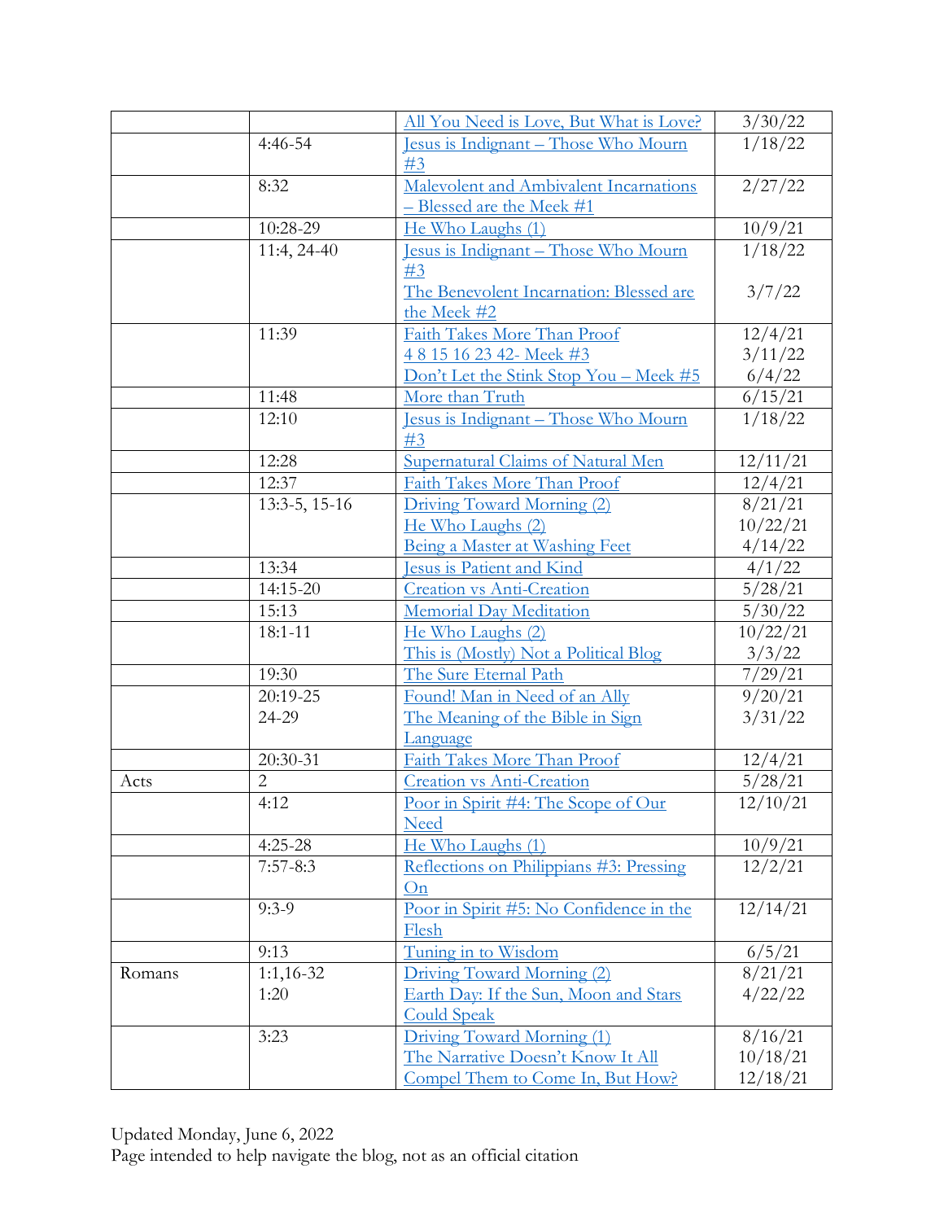| | | | |
|---|---|---|---|
| | | All You Need is Love, But What is Love? | 3/30/22 |
| | 4:46-54 | Jesus is Indignant – Those Who Mourn #3 | 1/18/22 |
| | 8:32 | Malevolent and Ambivalent Incarnations – Blessed are the Meek #1 | 2/27/22 |
| | 10:28-29 | He Who Laughs (1) | 10/9/21 |
| | 11:4, 24-40 | Jesus is Indignant – Those Who Mourn #3<br>The Benevolent Incarnation: Blessed are the Meek #2 | 1/18/22<br>3/7/22 |
| | 11:39 | Faith Takes More Than Proof<br>4 8 15 16 23 42- Meek #3<br>Don't Let the Stink Stop You – Meek #5 | 12/4/21<br>3/11/22<br>6/4/22 |
| | 11:48 | More than Truth | 6/15/21 |
| | 12:10 | Jesus is Indignant – Those Who Mourn #3 | 1/18/22 |
| | 12:28 | Supernatural Claims of Natural Men | 12/11/21 |
| | 12:37 | Faith Takes More Than Proof | 12/4/21 |
| | 13:3-5, 15-16 | Driving Toward Morning (2)<br>He Who Laughs (2)<br>Being a Master at Washing Feet | 8/21/21<br>10/22/21<br>4/14/22 |
| | 13:34 | Jesus is Patient and Kind | 4/1/22 |
| | 14:15-20 | Creation vs Anti-Creation | 5/28/21 |
| | 15:13 | Memorial Day Meditation | 5/30/22 |
| | 18:1-11 | He Who Laughs (2)<br>This is (Mostly) Not a Political Blog | 10/22/21<br>3/3/22 |
| | 19:30 | The Sure Eternal Path | 7/29/21 |
| | 20:19-25<br>24-29 | Found! Man in Need of an Ally<br>The Meaning of the Bible in Sign Language | 9/20/21<br>3/31/22 |
| | 20:30-31 | Faith Takes More Than Proof | 12/4/21 |
| Acts | 2 | Creation vs Anti-Creation | 5/28/21 |
| | 4:12 | Poor in Spirit #4: The Scope of Our Need | 12/10/21 |
| | 4:25-28 | He Who Laughs (1) | 10/9/21 |
| | 7:57-8:3 | Reflections on Philippians #3: Pressing On | 12/2/21 |
| | 9:3-9 | Poor in Spirit #5: No Confidence in the Flesh | 12/14/21 |
| | 9:13 | Tuning in to Wisdom | 6/5/21 |
| Romans | 1:1,16-32<br>1:20 | Driving Toward Morning (2)<br>Earth Day: If the Sun, Moon and Stars Could Speak | 8/21/21<br>4/22/22 |
| | 3:23 | Driving Toward Morning (1)<br>The Narrative Doesn't Know It All<br>Compel Them to Come In, But How? | 8/16/21<br>10/18/21<br>12/18/21 |

Updated Monday, June 6, 2022
Page intended to help navigate the blog, not as an official citation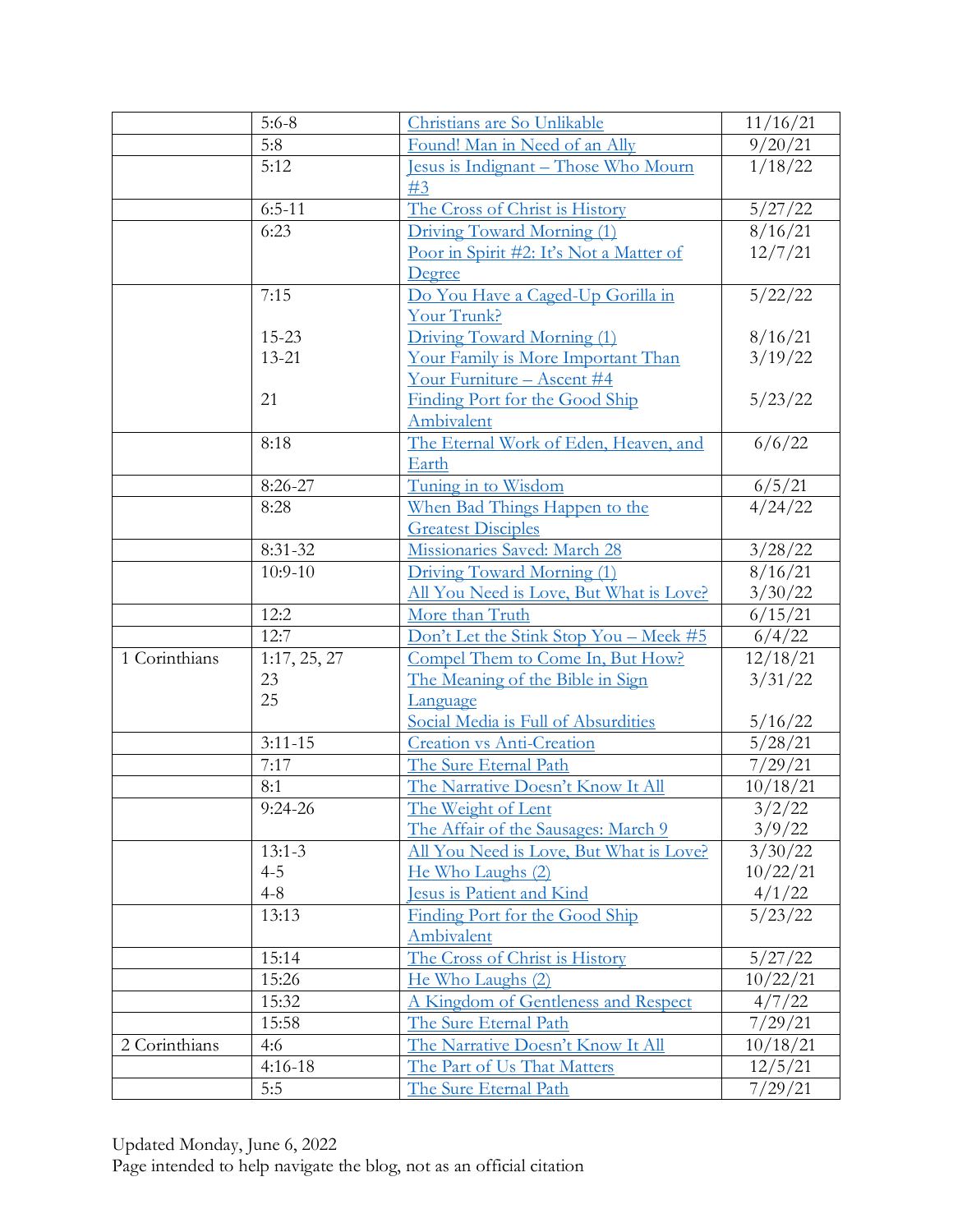| | | | |
|---|---|---|---|
| | 5:6-8 | Christians are So Unlikable | 11/16/21 |
| | 5:8 | Found! Man in Need of an Ally | 9/20/21 |
| | 5:12 | Jesus is Indignant – Those Who Mourn #3 | 1/18/22 |
| | 6:5-11 | The Cross of Christ is History | 5/27/22 |
| | 6:23 | Driving Toward Morning (1)<br>Poor in Spirit #2: It's Not a Matter of Degree | 8/16/21<br>12/7/21 |
| | 7:15<br><br>15-23<br>13-21<br><br>21 | Do You Have a Caged-Up Gorilla in Your Trunk?<br>Driving Toward Morning (1)<br>Your Family is More Important Than Your Furniture – Ascent #4<br>Finding Port for the Good Ship Ambivalent | 5/22/22<br><br>8/16/21<br>3/19/22<br><br>5/23/22 |
| | 8:18 | The Eternal Work of Eden, Heaven, and Earth | 6/6/22 |
| | 8:26-27 | Tuning in to Wisdom | 6/5/21 |
| | 8:28 | When Bad Things Happen to the Greatest Disciples | 4/24/22 |
| | 8:31-32 | Missionaries Saved: March 28 | 3/28/22 |
| | 10:9-10 | Driving Toward Morning (1)<br>All You Need is Love, But What is Love? | 8/16/21<br>3/30/22 |
| | 12:2 | More than Truth | 6/15/21 |
| | 12:7 | Don't Let the Stink Stop You – Meek #5 | 6/4/22 |
| 1 Corinthians | 1:17, 25, 27<br>23<br>25 | Compel Them to Come In, But How?<br>The Meaning of the Bible in Sign Language<br>Social Media is Full of Absurdities | 12/18/21<br>3/31/22<br><br>5/16/22 |
| | 3:11-15 | Creation vs Anti-Creation | 5/28/21 |
| | 7:17 | The Sure Eternal Path | 7/29/21 |
| | 8:1 | The Narrative Doesn't Know It All | 10/18/21 |
| | 9:24-26 | The Weight of Lent<br>The Affair of the Sausages: March 9 | 3/2/22<br>3/9/22 |
| | 13:1-3<br>4-5<br>4-8 | All You Need is Love, But What is Love?<br>He Who Laughs (2)<br>Jesus is Patient and Kind | 3/30/22<br>10/22/21<br>4/1/22 |
| | 13:13 | Finding Port for the Good Ship Ambivalent | 5/23/22 |
| | 15:14 | The Cross of Christ is History | 5/27/22 |
| | 15:26 | He Who Laughs (2) | 10/22/21 |
| | 15:32 | A Kingdom of Gentleness and Respect | 4/7/22 |
| | 15:58 | The Sure Eternal Path | 7/29/21 |
| 2 Corinthians | 4:6 | The Narrative Doesn't Know It All | 10/18/21 |
| | 4:16-18 | The Part of Us That Matters | 12/5/21 |
| | 5:5 | The Sure Eternal Path | 7/29/21 |

Updated Monday, June 6, 2022
Page intended to help navigate the blog, not as an official citation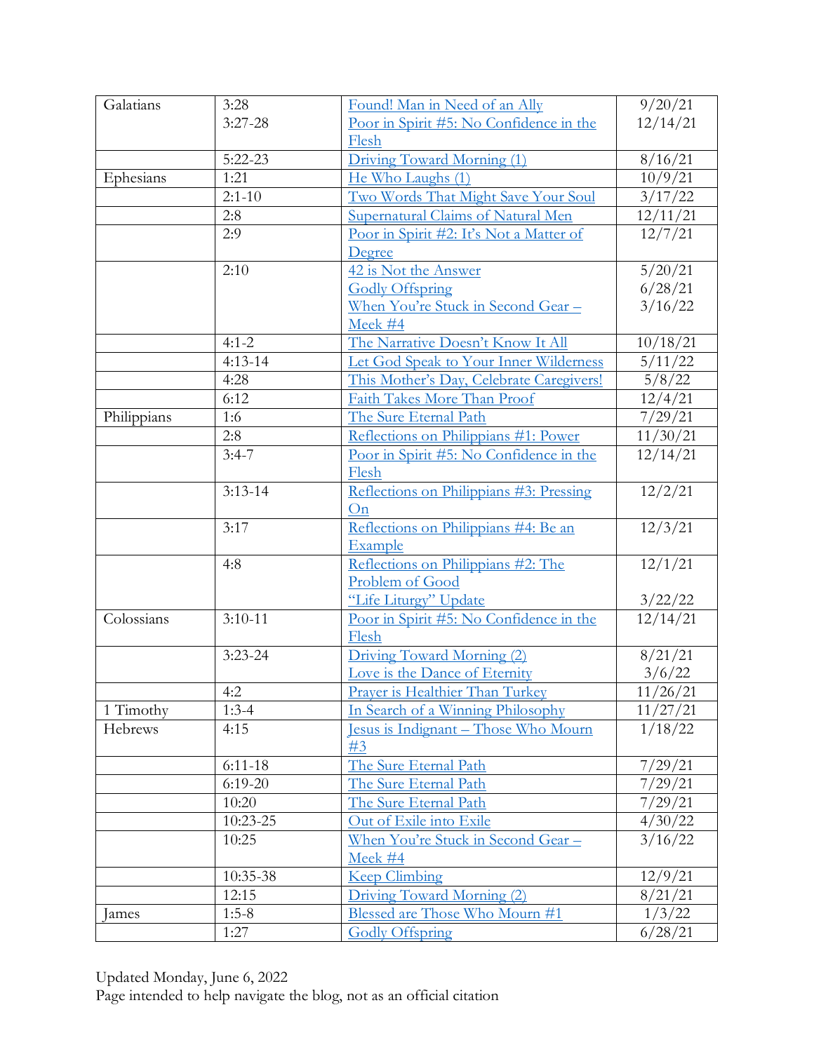| Galatians | 3:28<br>3:27-28 | Found! Man in Need of an Ally<br>Poor in Spirit #5: No Confidence in the Flesh | 9/20/21<br>12/14/21 |
|---|---|---|---|
| | 5:22-23 | Driving Toward Morning (1) | 8/16/21 |
| Ephesians | 1:21 | He Who Laughs (1) | 10/9/21 |
| | 2:1-10 | Two Words That Might Save Your Soul | 3/17/22 |
| | 2:8 | Supernatural Claims of Natural Men | 12/11/21 |
| | 2:9 | Poor in Spirit #2: It's Not a Matter of Degree | 12/7/21 |
| | 2:10 | 42 is Not the Answer<br>Godly Offspring<br>When You're Stuck in Second Gear – Meek #4 | 5/20/21<br>6/28/21<br>3/16/22 |
| | 4:1-2 | The Narrative Doesn't Know It All | 10/18/21 |
| | 4:13-14 | Let God Speak to Your Inner Wilderness | 5/11/22 |
| | 4:28 | This Mother's Day, Celebrate Caregivers! | 5/8/22 |
| | 6:12 | Faith Takes More Than Proof | 12/4/21 |
| Philippians | 1:6 | The Sure Eternal Path | 7/29/21 |
| | 2:8 | Reflections on Philippians #1: Power | 11/30/21 |
| | 3:4-7 | Poor in Spirit #5: No Confidence in the Flesh | 12/14/21 |
| | 3:13-14 | Reflections on Philippians #3: Pressing On | 12/2/21 |
| | 3:17 | Reflections on Philippians #4: Be an Example | 12/3/21 |
| | 4:8 | Reflections on Philippians #2: The Problem of Good<br>"Life Liturgy" Update | 12/1/21<br>3/22/22 |
| Colossians | 3:10-11 | Poor in Spirit #5: No Confidence in the Flesh | 12/14/21 |
| | 3:23-24 | Driving Toward Morning (2)<br>Love is the Dance of Eternity | 8/21/21<br>3/6/22 |
| | 4:2 | Prayer is Healthier Than Turkey | 11/26/21 |
| 1 Timothy | 1:3-4 | In Search of a Winning Philosophy | 11/27/21 |
| Hebrews | 4:15 | Jesus is Indignant – Those Who Mourn #3 | 1/18/22 |
| | 6:11-18 | The Sure Eternal Path | 7/29/21 |
| | 6:19-20 | The Sure Eternal Path | 7/29/21 |
| | 10:20 | The Sure Eternal Path | 7/29/21 |
| | 10:23-25 | Out of Exile into Exile | 4/30/22 |
| | 10:25 | When You're Stuck in Second Gear – Meek #4 | 3/16/22 |
| | 10:35-38 | Keep Climbing | 12/9/21 |
| | 12:15 | Driving Toward Morning (2) | 8/21/21 |
| James | 1:5-8 | Blessed are Those Who Mourn #1 | 1/3/22 |
| | 1:27 | Godly Offspring | 6/28/21 |

Updated Monday, June 6, 2022
Page intended to help navigate the blog, not as an official citation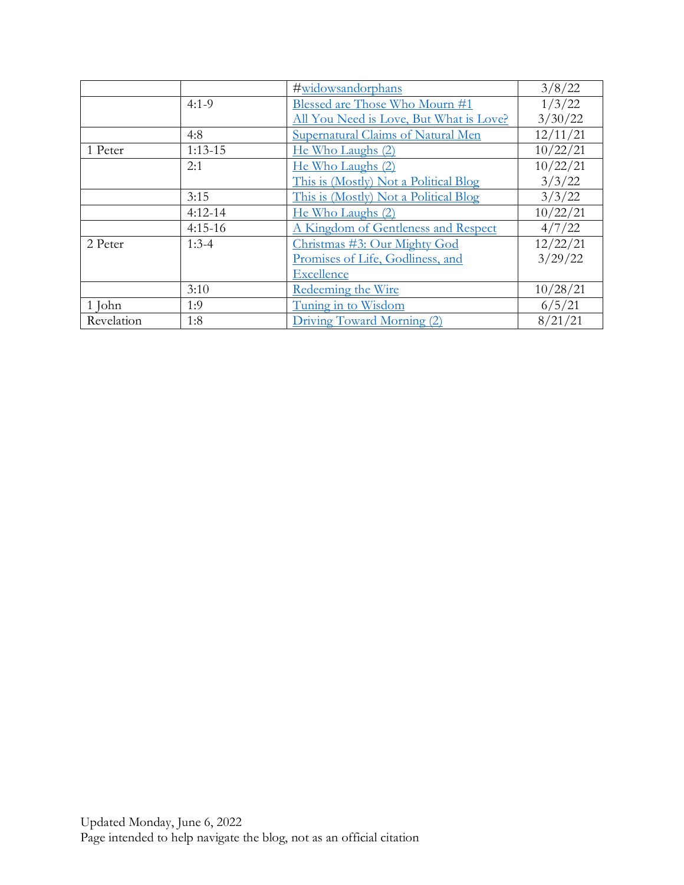| | | | |
|---|---|---|---|
| | | #widowsandorphans | 3/8/22 |
| | 4:1-9 | Blessed are Those Who Mourn #1<br>All You Need is Love, But What is Love? | 1/3/22<br>3/30/22 |
| | 4:8 | Supernatural Claims of Natural Men | 12/11/21 |
| 1 Peter | 1:13-15 | He Who Laughs (2) | 10/22/21 |
| | 2:1 | He Who Laughs (2)<br>This is (Mostly) Not a Political Blog | 10/22/21<br>3/3/22 |
| | 3:15 | This is (Mostly) Not a Political Blog | 3/3/22 |
| | 4:12-14 | He Who Laughs (2) | 10/22/21 |
| | 4:15-16 | A Kingdom of Gentleness and Respect | 4/7/22 |
| 2 Peter | 1:3-4 | Christmas #3: Our Mighty God<br>Promises of Life, Godliness, and Excellence | 12/22/21<br>3/29/22 |
| | 3:10 | Redeeming the Wire | 10/28/21 |
| 1 John | 1:9 | Tuning in to Wisdom | 6/5/21 |
| Revelation | 1:8 | Driving Toward Morning (2) | 8/21/21 |

Updated Monday, June 6, 2022
Page intended to help navigate the blog, not as an official citation